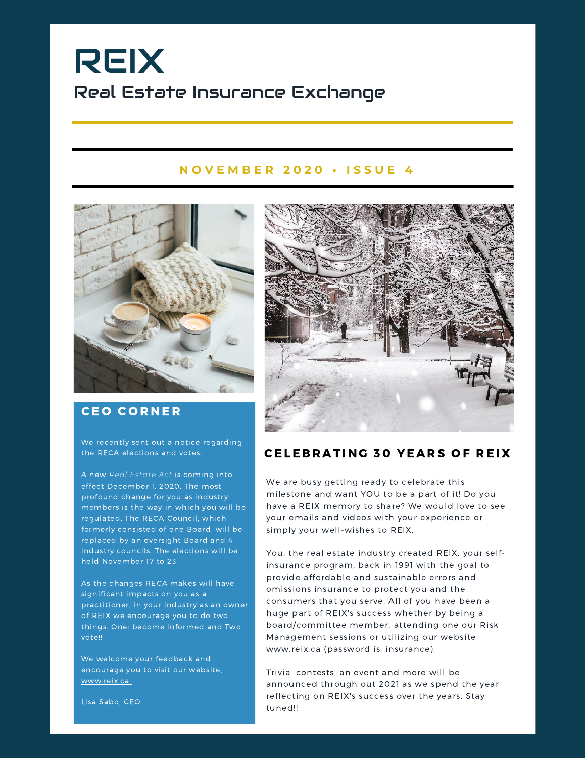# REIX

## Real Estate Insurance Exchange

**NOVEMBER 2020 • ISSUE 4**

## CEO CORNER

We recently sent out a notice regarding the RECA elections and votes.

A new *Real Estate Act* is coming into effect December 1, 2020. The most profound change for you as industry members is the way in which you will be regulated. The RECA Council, which formerly consisted of one Board, will be replaced by an oversight Board and 4 industry councils. The elections will be held November 17 to 23.

As the changes RECA makes will have significant impacts on you as a practitioner, in your industry as an owner of REIX we encourage you to do two things. One: become informed and Two: vote!!

We welcome your feedback and encourage you to visit our website, www.reix.ca

Lisa Sabo, CEO

## CELEBRATING 30 YEARS OF REIX

We are busy getting ready to celebrate this milestone and want YOU to be a part of it! Do you have a REIX memory to share? We would love to see your emails and videos with your experience or simply your well-wishes to REIX.

You, the real estate industry created REIX, your self-insurance program, back in 1991 with the goal to provide affordable and sustainable errors and omissions insurance to protect you and the consumers that you serve. All of you have been a huge part of REIX's success whether by being a board/committee member, attending one our Risk Management sessions or utilizing our website www.reix.ca (password is: insurance).

Trivia, contests, an event and more will be announced through out 2021 as we spend the year reflecting on REIX's success over the years. Stay tuned!!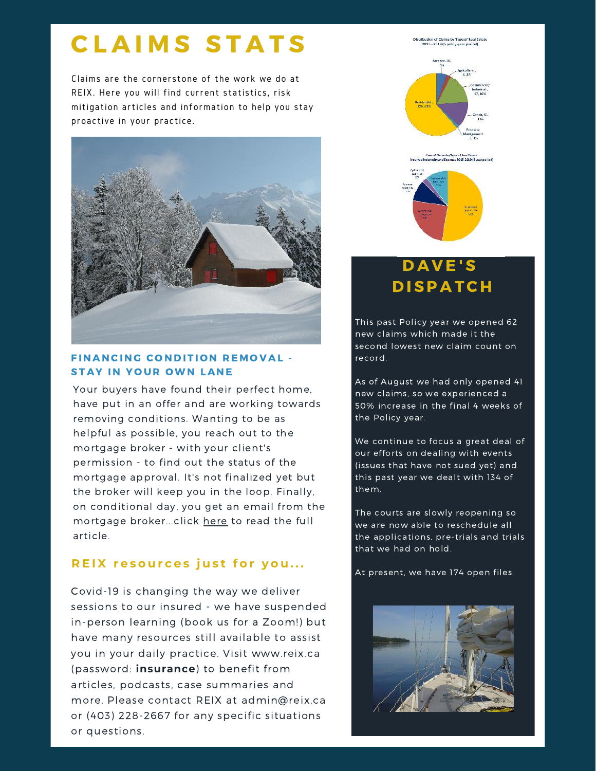# CLAIMS STATS

Claims are the cornerstone of the work we do at REIX. Here you will find current statistics, risk mitigation articles and information to help you stay proactive in your practice.

### FINANCING CONDITION REMOVAL - STAY IN YOUR OWN LANE

Your buyers have found their perfect home, have put in an offer and are working towards removing conditions. Wanting to be as helpful as possible, you reach out to the mortgage broker - with your client's permission - to find out the status of the mortgage approval. It's not finalized yet but the broker will keep you in the loop. Finally, on conditional day, you get an email from the mortgage broker...click here to read the full article.

### REIX resources just for you...

Covid-19 is changing the way we deliver sessions to our insured - we have suspended in-person learning (book us for a Zoom!) but have many resources still available to assist you in your daily practice. Visit www.reix.ca (password: **insurance**) to benefit from articles, podcasts, case summaries and more. Please contact REIX at admin@reix.ca or (403) 228-2667 for any specific situations or questions.

Distribution of Claims by Type of Real Estate
2015 - 2019 (5 policy-year period)

Acreage, 10, 5%
Agricultural, 5, 2%
Commercial/Industrial, 47, 16%
Condo, 51, 13%
Property Management, 5, 1%
Residential, 229, 63%

Cost of Claims by Type of Real Estate
Incurred Indemnity and Expense 2015-2019 (5 year period)

## DAVE'S DISPATCH

This past Policy year we opened 62 new claims which made it the second lowest new claim count on record.

As of August we had only opened 41 new claims, so we experienced a 50% increase in the final 4 weeks of the Policy year.

We continue to focus a great deal of our efforts on dealing with events (issues that have not sued yet) and this past year we dealt with 134 of them.

The courts are slowly reopening so we are now able to reschedule all the applications, pre-trials and trials that we had on hold.

At present, we have 174 open files.